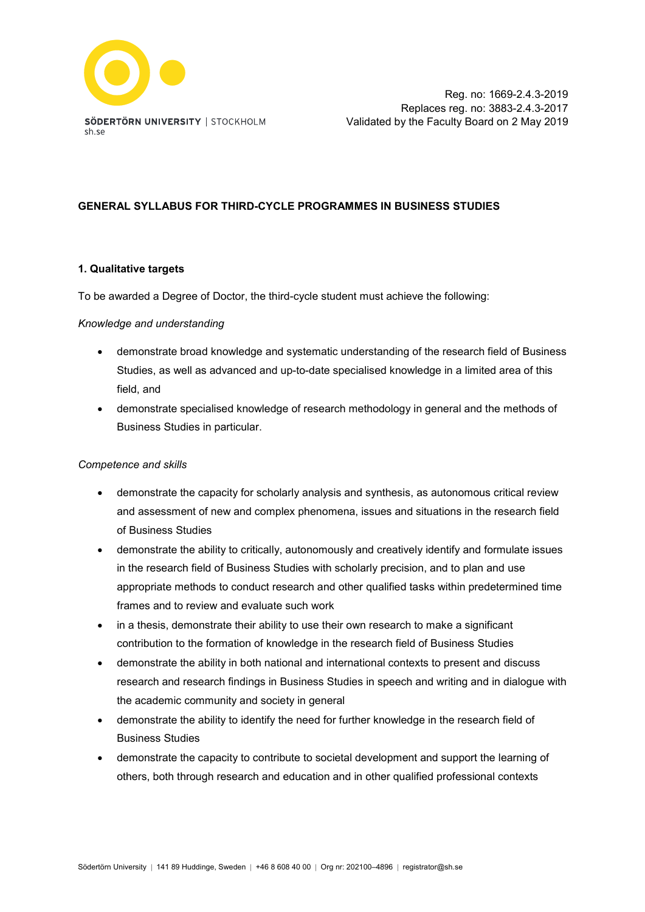Reg. no: 1669-2.4.3-2019
Replaces reg. no: 3883-2.4.3-2017
Validated by the Faculty Board on 2 May 2019

# GENERAL SYLLABUS FOR THIRD-CYCLE PROGRAMMES IN BUSINESS STUDIES

## 1. Qualitative targets

To be awarded a Degree of Doctor, the third-cycle student must achieve the following:

*Knowledge and understanding*

- demonstrate broad knowledge and systematic understanding of the research field of Business Studies, as well as advanced and up-to-date specialised knowledge in a limited area of this field, and
- demonstrate specialised knowledge of research methodology in general and the methods of Business Studies in particular.

*Competence and skills*

- demonstrate the capacity for scholarly analysis and synthesis, as autonomous critical review and assessment of new and complex phenomena, issues and situations in the research field of Business Studies
- demonstrate the ability to critically, autonomously and creatively identify and formulate issues in the research field of Business Studies with scholarly precision, and to plan and use appropriate methods to conduct research and other qualified tasks within predetermined time frames and to review and evaluate such work
- in a thesis, demonstrate their ability to use their own research to make a significant contribution to the formation of knowledge in the research field of Business Studies
- demonstrate the ability in both national and international contexts to present and discuss research and research findings in Business Studies in speech and writing and in dialogue with the academic community and society in general
- demonstrate the ability to identify the need for further knowledge in the research field of Business Studies
- demonstrate the capacity to contribute to societal development and support the learning of others, both through research and education and in other qualified professional contexts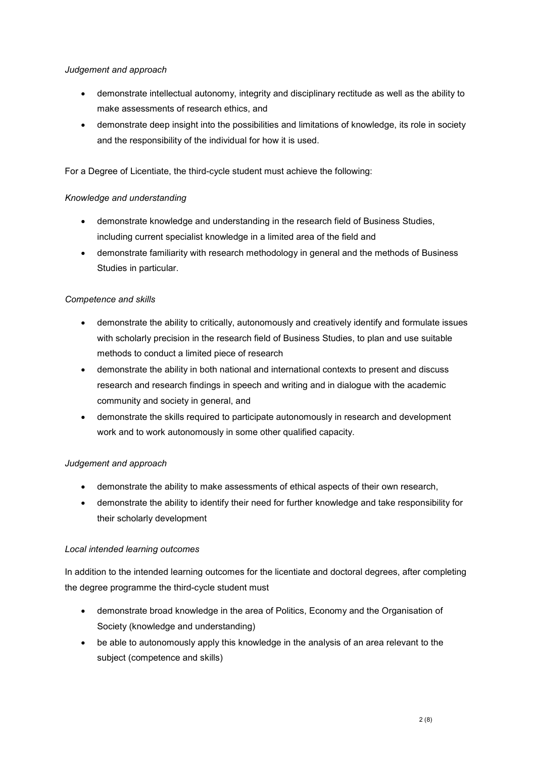*Judgement and approach*

- demonstrate intellectual autonomy, integrity and disciplinary rectitude as well as the ability to make assessments of research ethics, and
- demonstrate deep insight into the possibilities and limitations of knowledge, its role in society and the responsibility of the individual for how it is used.

For a Degree of Licentiate, the third-cycle student must achieve the following:

*Knowledge and understanding*

- demonstrate knowledge and understanding in the research field of Business Studies, including current specialist knowledge in a limited area of the field and
- demonstrate familiarity with research methodology in general and the methods of Business Studies in particular.

*Competence and skills*

- demonstrate the ability to critically, autonomously and creatively identify and formulate issues with scholarly precision in the research field of Business Studies, to plan and use suitable methods to conduct a limited piece of research
- demonstrate the ability in both national and international contexts to present and discuss research and research findings in speech and writing and in dialogue with the academic community and society in general, and
- demonstrate the skills required to participate autonomously in research and development work and to work autonomously in some other qualified capacity.

*Judgement and approach*

- demonstrate the ability to make assessments of ethical aspects of their own research,
- demonstrate the ability to identify their need for further knowledge and take responsibility for their scholarly development

*Local intended learning outcomes*

In addition to the intended learning outcomes for the licentiate and doctoral degrees, after completing the degree programme the third-cycle student must

- demonstrate broad knowledge in the area of Politics, Economy and the Organisation of Society (knowledge and understanding)
- be able to autonomously apply this knowledge in the analysis of an area relevant to the subject (competence and skills)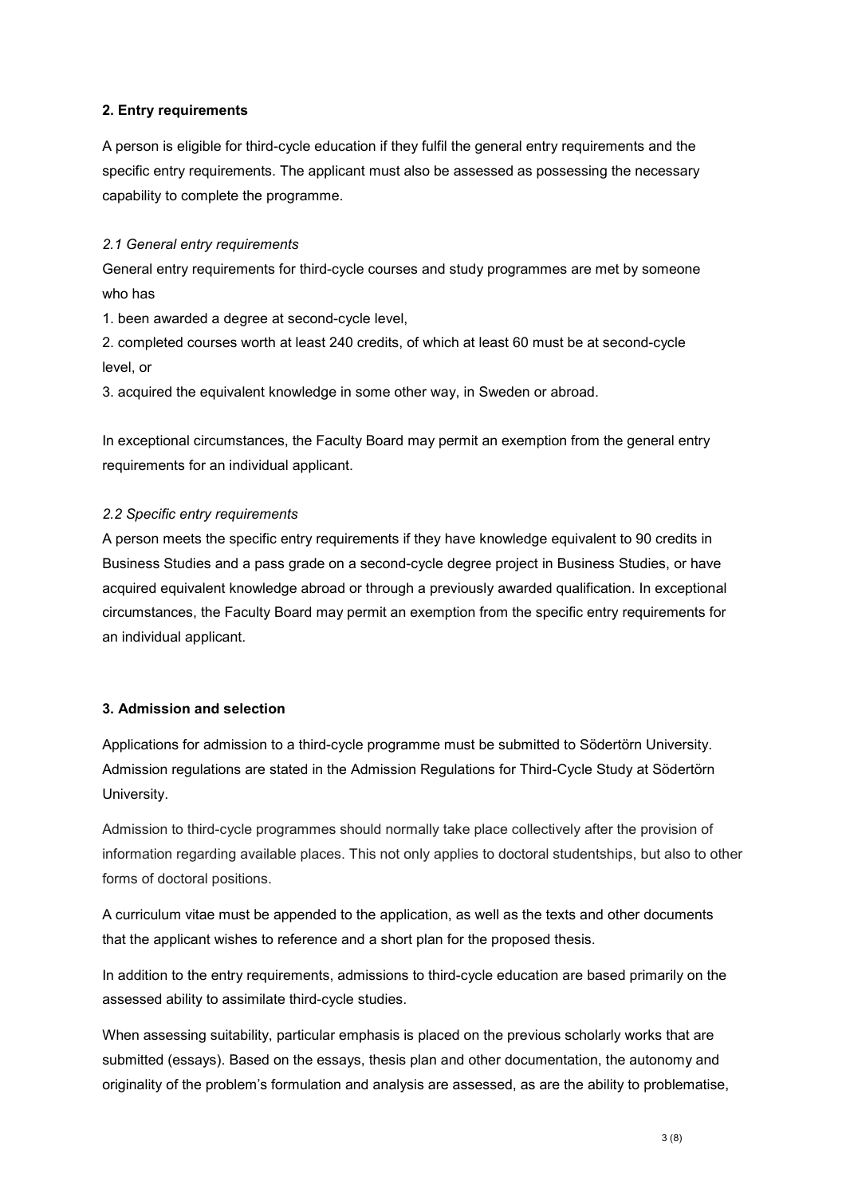## 2. Entry requirements

A person is eligible for third-cycle education if they fulfil the general entry requirements and the specific entry requirements. The applicant must also be assessed as possessing the necessary capability to complete the programme.

### *2.1 General entry requirements*

General entry requirements for third-cycle courses and study programmes are met by someone who has

1. been awarded a degree at second-cycle level,
2. completed courses worth at least 240 credits, of which at least 60 must be at second-cycle level, or
3. acquired the equivalent knowledge in some other way, in Sweden or abroad.

In exceptional circumstances, the Faculty Board may permit an exemption from the general entry requirements for an individual applicant.

### *2.2 Specific entry requirements*

A person meets the specific entry requirements if they have knowledge equivalent to 90 credits in Business Studies and a pass grade on a second-cycle degree project in Business Studies, or have acquired equivalent knowledge abroad or through a previously awarded qualification. In exceptional circumstances, the Faculty Board may permit an exemption from the specific entry requirements for an individual applicant.

## 3. Admission and selection

Applications for admission to a third-cycle programme must be submitted to Södertörn University. Admission regulations are stated in the Admission Regulations for Third-Cycle Study at Södertörn University.

Admission to third-cycle programmes should normally take place collectively after the provision of information regarding available places. This not only applies to doctoral studentships, but also to other forms of doctoral positions.

A curriculum vitae must be appended to the application, as well as the texts and other documents that the applicant wishes to reference and a short plan for the proposed thesis.

In addition to the entry requirements, admissions to third-cycle education are based primarily on the assessed ability to assimilate third-cycle studies.

When assessing suitability, particular emphasis is placed on the previous scholarly works that are submitted (essays). Based on the essays, thesis plan and other documentation, the autonomy and originality of the problem's formulation and analysis are assessed, as are the ability to problematise,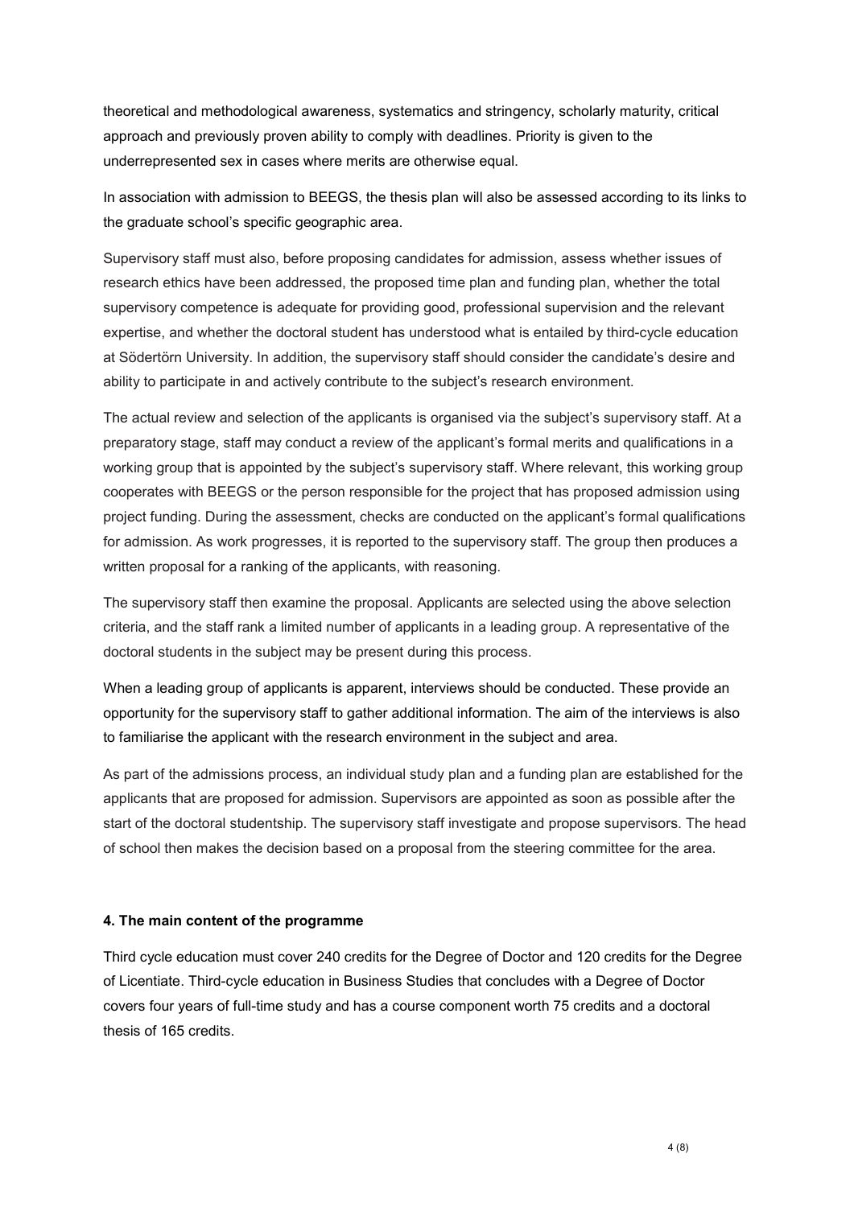theoretical and methodological awareness, systematics and stringency, scholarly maturity, critical approach and previously proven ability to comply with deadlines. Priority is given to the underrepresented sex in cases where merits are otherwise equal.

In association with admission to BEEGS, the thesis plan will also be assessed according to its links to the graduate school's specific geographic area.

Supervisory staff must also, before proposing candidates for admission, assess whether issues of research ethics have been addressed, the proposed time plan and funding plan, whether the total supervisory competence is adequate for providing good, professional supervision and the relevant expertise, and whether the doctoral student has understood what is entailed by third-cycle education at Södertörn University. In addition, the supervisory staff should consider the candidate's desire and ability to participate in and actively contribute to the subject's research environment.

The actual review and selection of the applicants is organised via the subject's supervisory staff. At a preparatory stage, staff may conduct a review of the applicant's formal merits and qualifications in a working group that is appointed by the subject's supervisory staff. Where relevant, this working group cooperates with BEEGS or the person responsible for the project that has proposed admission using project funding. During the assessment, checks are conducted on the applicant's formal qualifications for admission. As work progresses, it is reported to the supervisory staff. The group then produces a written proposal for a ranking of the applicants, with reasoning.

The supervisory staff then examine the proposal. Applicants are selected using the above selection criteria, and the staff rank a limited number of applicants in a leading group. A representative of the doctoral students in the subject may be present during this process.

When a leading group of applicants is apparent, interviews should be conducted. These provide an opportunity for the supervisory staff to gather additional information. The aim of the interviews is also to familiarise the applicant with the research environment in the subject and area.

As part of the admissions process, an individual study plan and a funding plan are established for the applicants that are proposed for admission. Supervisors are appointed as soon as possible after the start of the doctoral studentship. The supervisory staff investigate and propose supervisors. The head of school then makes the decision based on a proposal from the steering committee for the area.

#### 4. The main content of the programme

Third cycle education must cover 240 credits for the Degree of Doctor and 120 credits for the Degree of Licentiate. Third-cycle education in Business Studies that concludes with a Degree of Doctor covers four years of full-time study and has a course component worth 75 credits and a doctoral thesis of 165 credits.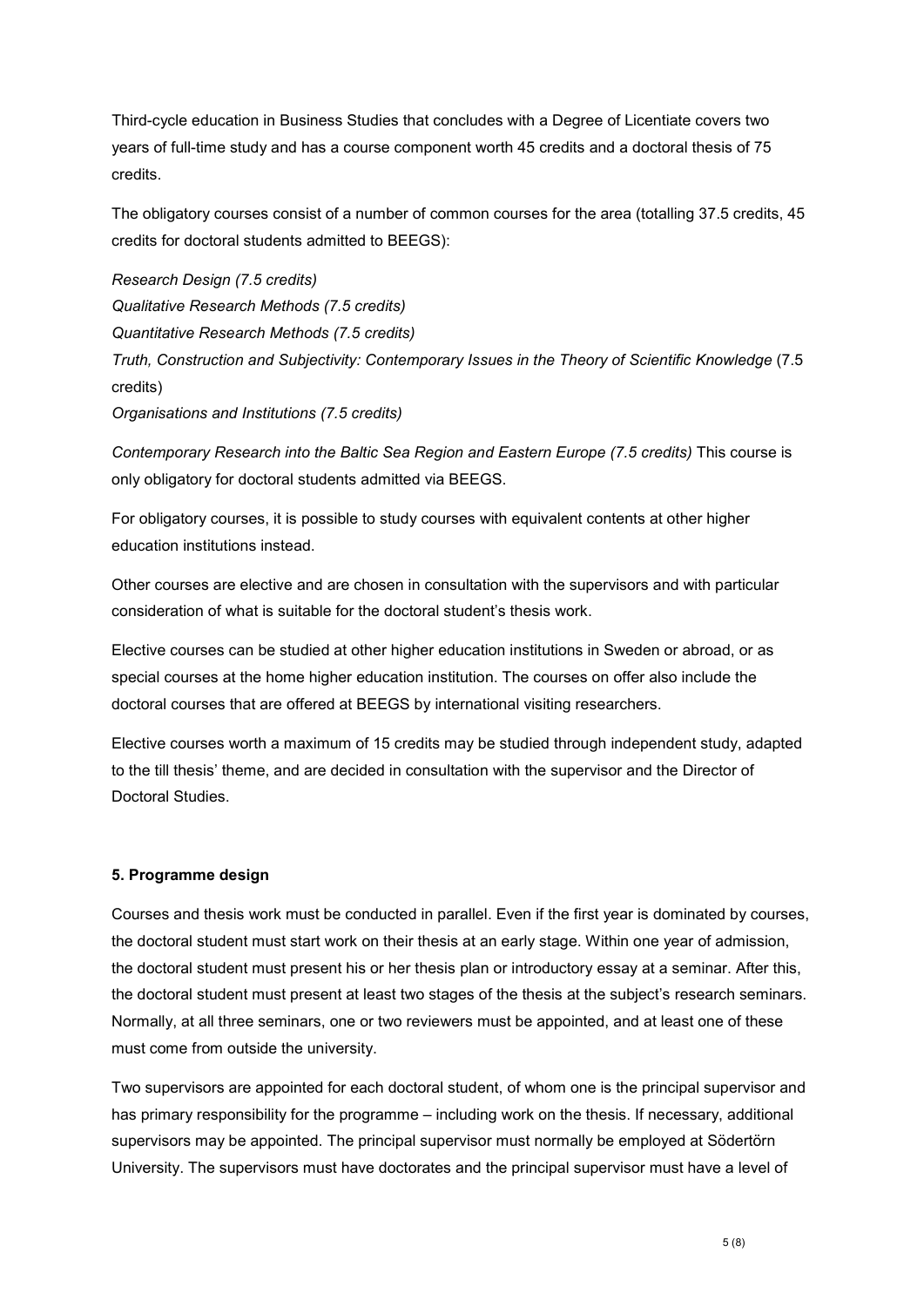Third-cycle education in Business Studies that concludes with a Degree of Licentiate covers two years of full-time study and has a course component worth 45 credits and a doctoral thesis of 75 credits.

The obligatory courses consist of a number of common courses for the area (totalling 37.5 credits, 45 credits for doctoral students admitted to BEEGS):

*Research Design (7.5 credits)*
*Qualitative Research Methods (7.5 credits)*
*Quantitative Research Methods (7.5 credits)*
*Truth, Construction and Subjectivity: Contemporary Issues in the Theory of Scientific Knowledge* (7.5 credits)
*Organisations and Institutions (7.5 credits)*

*Contemporary Research into the Baltic Sea Region and Eastern Europe (7.5 credits)* This course is only obligatory for doctoral students admitted via BEEGS.

For obligatory courses, it is possible to study courses with equivalent contents at other higher education institutions instead.

Other courses are elective and are chosen in consultation with the supervisors and with particular consideration of what is suitable for the doctoral student's thesis work.

Elective courses can be studied at other higher education institutions in Sweden or abroad, or as special courses at the home higher education institution. The courses on offer also include the doctoral courses that are offered at BEEGS by international visiting researchers.

Elective courses worth a maximum of 15 credits may be studied through independent study, adapted to the till thesis' theme, and are decided in consultation with the supervisor and the Director of Doctoral Studies.

**5. Programme design**

Courses and thesis work must be conducted in parallel. Even if the first year is dominated by courses, the doctoral student must start work on their thesis at an early stage. Within one year of admission, the doctoral student must present his or her thesis plan or introductory essay at a seminar. After this, the doctoral student must present at least two stages of the thesis at the subject's research seminars. Normally, at all three seminars, one or two reviewers must be appointed, and at least one of these must come from outside the university.

Two supervisors are appointed for each doctoral student, of whom one is the principal supervisor and has primary responsibility for the programme – including work on the thesis. If necessary, additional supervisors may be appointed. The principal supervisor must normally be employed at Södertörn University. The supervisors must have doctorates and the principal supervisor must have a level of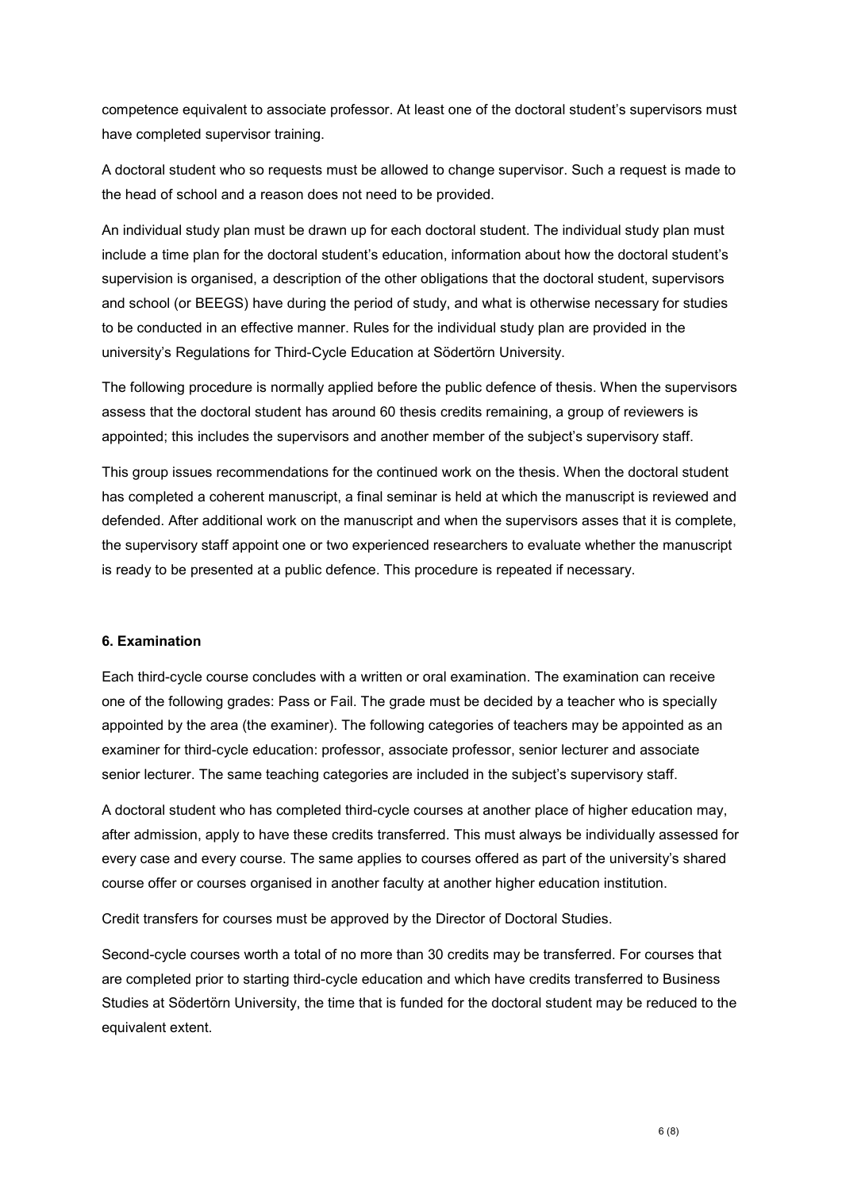competence equivalent to associate professor. At least one of the doctoral student's supervisors must have completed supervisor training.

A doctoral student who so requests must be allowed to change supervisor. Such a request is made to the head of school and a reason does not need to be provided.

An individual study plan must be drawn up for each doctoral student. The individual study plan must include a time plan for the doctoral student's education, information about how the doctoral student's supervision is organised, a description of the other obligations that the doctoral student, supervisors and school (or BEEGS) have during the period of study, and what is otherwise necessary for studies to be conducted in an effective manner. Rules for the individual study plan are provided in the university's Regulations for Third-Cycle Education at Södertörn University.

The following procedure is normally applied before the public defence of thesis. When the supervisors assess that the doctoral student has around 60 thesis credits remaining, a group of reviewers is appointed; this includes the supervisors and another member of the subject's supervisory staff.

This group issues recommendations for the continued work on the thesis. When the doctoral student has completed a coherent manuscript, a final seminar is held at which the manuscript is reviewed and defended. After additional work on the manuscript and when the supervisors asses that it is complete, the supervisory staff appoint one or two experienced researchers to evaluate whether the manuscript is ready to be presented at a public defence. This procedure is repeated if necessary.

**6. Examination**

Each third-cycle course concludes with a written or oral examination. The examination can receive one of the following grades: Pass or Fail. The grade must be decided by a teacher who is specially appointed by the area (the examiner). The following categories of teachers may be appointed as an examiner for third-cycle education: professor, associate professor, senior lecturer and associate senior lecturer. The same teaching categories are included in the subject's supervisory staff.

A doctoral student who has completed third-cycle courses at another place of higher education may, after admission, apply to have these credits transferred. This must always be individually assessed for every case and every course. The same applies to courses offered as part of the university's shared course offer or courses organised in another faculty at another higher education institution.

Credit transfers for courses must be approved by the Director of Doctoral Studies.

Second-cycle courses worth a total of no more than 30 credits may be transferred. For courses that are completed prior to starting third-cycle education and which have credits transferred to Business Studies at Södertörn University, the time that is funded for the doctoral student may be reduced to the equivalent extent.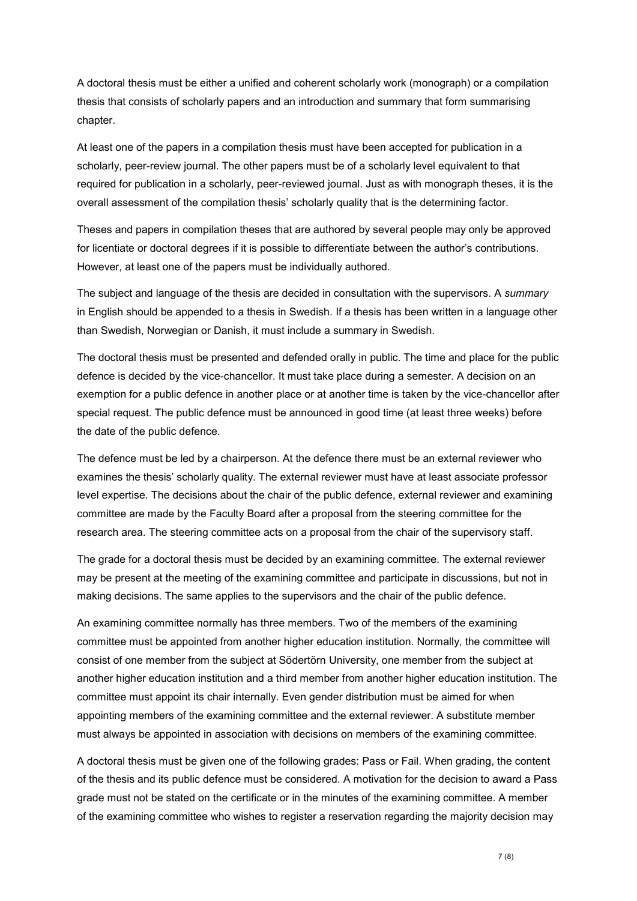A doctoral thesis must be either a unified and coherent scholarly work (monograph) or a compilation thesis that consists of scholarly papers and an introduction and summary that form summarising chapter.

At least one of the papers in a compilation thesis must have been accepted for publication in a scholarly, peer-review journal. The other papers must be of a scholarly level equivalent to that required for publication in a scholarly, peer-reviewed journal. Just as with monograph theses, it is the overall assessment of the compilation thesis' scholarly quality that is the determining factor.

Theses and papers in compilation theses that are authored by several people may only be approved for licentiate or doctoral degrees if it is possible to differentiate between the author's contributions. However, at least one of the papers must be individually authored.

The subject and language of the thesis are decided in consultation with the supervisors. A *summary* in English should be appended to a thesis in Swedish. If a thesis has been written in a language other than Swedish, Norwegian or Danish, it must include a summary in Swedish.

The doctoral thesis must be presented and defended orally in public. The time and place for the public defence is decided by the vice-chancellor. It must take place during a semester. A decision on an exemption for a public defence in another place or at another time is taken by the vice-chancellor after special request. The public defence must be announced in good time (at least three weeks) before the date of the public defence.

The defence must be led by a chairperson. At the defence there must be an external reviewer who examines the thesis' scholarly quality. The external reviewer must have at least associate professor level expertise. The decisions about the chair of the public defence, external reviewer and examining committee are made by the Faculty Board after a proposal from the steering committee for the research area. The steering committee acts on a proposal from the chair of the supervisory staff.

The grade for a doctoral thesis must be decided by an examining committee. The external reviewer may be present at the meeting of the examining committee and participate in discussions, but not in making decisions. The same applies to the supervisors and the chair of the public defence.

An examining committee normally has three members. Two of the members of the examining committee must be appointed from another higher education institution. Normally, the committee will consist of one member from the subject at Södertörn University, one member from the subject at another higher education institution and a third member from another higher education institution. The committee must appoint its chair internally. Even gender distribution must be aimed for when appointing members of the examining committee and the external reviewer. A substitute member must always be appointed in association with decisions on members of the examining committee.

A doctoral thesis must be given one of the following grades: Pass or Fail. When grading, the content of the thesis and its public defence must be considered. A motivation for the decision to award a Pass grade must not be stated on the certificate or in the minutes of the examining committee. A member of the examining committee who wishes to register a reservation regarding the majority decision may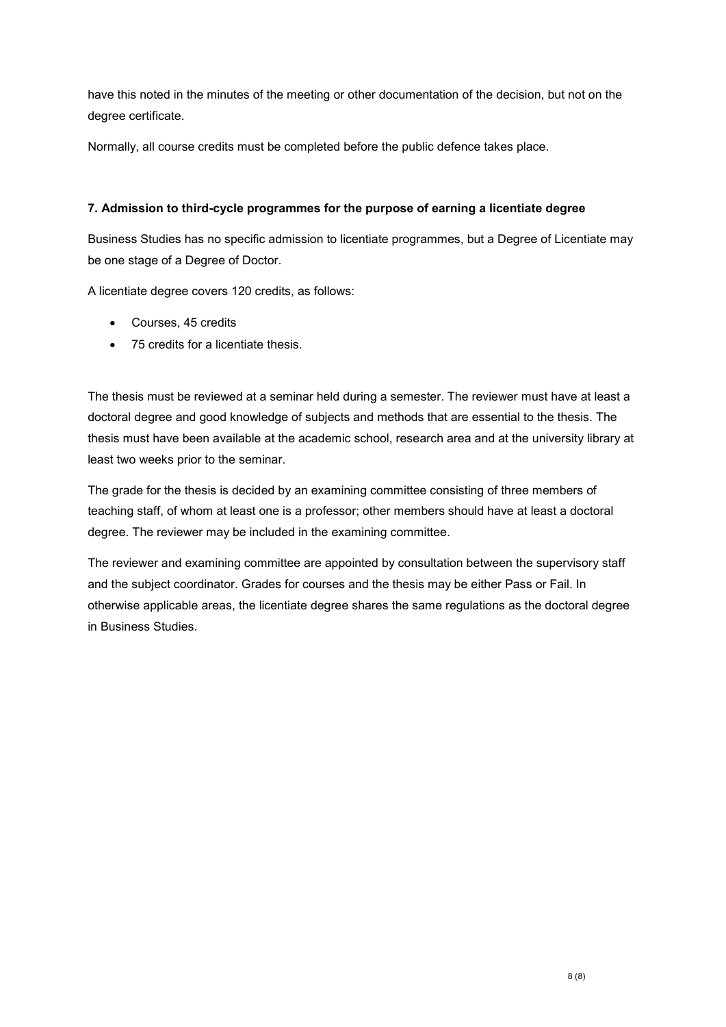have this noted in the minutes of the meeting or other documentation of the decision, but not on the degree certificate.

Normally, all course credits must be completed before the public defence takes place.

**7. Admission to third-cycle programmes for the purpose of earning a licentiate degree**

Business Studies has no specific admission to licentiate programmes, but a Degree of Licentiate may be one stage of a Degree of Doctor.

A licentiate degree covers 120 credits, as follows:

- Courses, 45 credits
- 75 credits for a licentiate thesis.

The thesis must be reviewed at a seminar held during a semester. The reviewer must have at least a doctoral degree and good knowledge of subjects and methods that are essential to the thesis. The thesis must have been available at the academic school, research area and at the university library at least two weeks prior to the seminar.

The grade for the thesis is decided by an examining committee consisting of three members of teaching staff, of whom at least one is a professor; other members should have at least a doctoral degree. The reviewer may be included in the examining committee.

The reviewer and examining committee are appointed by consultation between the supervisory staff and the subject coordinator. Grades for courses and the thesis may be either Pass or Fail. In otherwise applicable areas, the licentiate degree shares the same regulations as the doctoral degree in Business Studies.